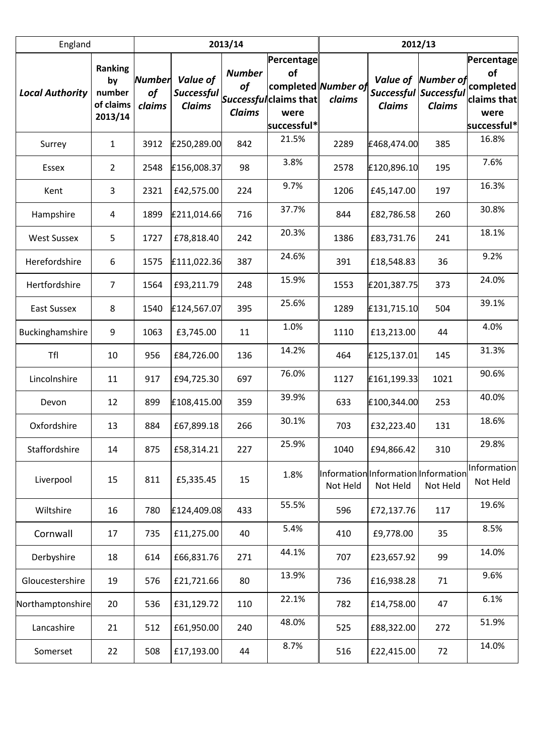| England | | 2013/14 | | | | 2012/13 | | | |
|---|---|---|---|---|---|---|---|---|---|
| ***Local Authority*** | **Ranking by number of claims 2013/14** | ***Number of claims*** | ***Value of Successful Claims*** | ***Number of Successful Claims*** | **Percentage of completed claims that were successful*** | ***Number of claims*** | ***Value of Successful Claims*** | ***Number of Successful Claims*** | **Percentage of completed claims that were successful*** |
| Surrey | 1 | 3912 | £250,289.00 | 842 | 21.5% | 2289 | £468,474.00 | 385 | 16.8% |
| Essex | 2 | 2548 | £156,008.37 | 98 | 3.8% | 2578 | £120,896.10 | 195 | 7.6% |
| Kent | 3 | 2321 | £42,575.00 | 224 | 9.7% | 1206 | £45,147.00 | 197 | 16.3% |
| Hampshire | 4 | 1899 | £211,014.66 | 716 | 37.7% | 844 | £82,786.58 | 260 | 30.8% |
| West Sussex | 5 | 1727 | £78,818.40 | 242 | 20.3% | 1386 | £83,731.76 | 241 | 18.1% |
| Herefordshire | 6 | 1575 | £111,022.36 | 387 | 24.6% | 391 | £18,548.83 | 36 | 9.2% |
| Hertfordshire | 7 | 1564 | £93,211.79 | 248 | 15.9% | 1553 | £201,387.75 | 373 | 24.0% |
| East Sussex | 8 | 1540 | £124,567.07 | 395 | 25.6% | 1289 | £131,715.10 | 504 | 39.1% |
| Buckinghamshire | 9 | 1063 | £3,745.00 | 11 | 1.0% | 1110 | £13,213.00 | 44 | 4.0% |
| Tfl | 10 | 956 | £84,726.00 | 136 | 14.2% | 464 | £125,137.01 | 145 | 31.3% |
| Lincolnshire | 11 | 917 | £94,725.30 | 697 | 76.0% | 1127 | £161,199.33 | 1021 | 90.6% |
| Devon | 12 | 899 | £108,415.00 | 359 | 39.9% | 633 | £100,344.00 | 253 | 40.0% |
| Oxfordshire | 13 | 884 | £67,899.18 | 266 | 30.1% | 703 | £32,223.40 | 131 | 18.6% |
| Staffordshire | 14 | 875 | £58,314.21 | 227 | 25.9% | 1040 | £94,866.42 | 310 | 29.8% |
| Liverpool | 15 | 811 | £5,335.45 | 15 | 1.8% | Information Not Held | Information Not Held | Information Not Held | Information Not Held |
| Wiltshire | 16 | 780 | £124,409.08 | 433 | 55.5% | 596 | £72,137.76 | 117 | 19.6% |
| Cornwall | 17 | 735 | £11,275.00 | 40 | 5.4% | 410 | £9,778.00 | 35 | 8.5% |
| Derbyshire | 18 | 614 | £66,831.76 | 271 | 44.1% | 707 | £23,657.92 | 99 | 14.0% |
| Gloucestershire | 19 | 576 | £21,721.66 | 80 | 13.9% | 736 | £16,938.28 | 71 | 9.6% |
| Northamptonshire | 20 | 536 | £31,129.72 | 110 | 22.1% | 782 | £14,758.00 | 47 | 6.1% |
| Lancashire | 21 | 512 | £61,950.00 | 240 | 48.0% | 525 | £88,322.00 | 272 | 51.9% |
| Somerset | 22 | 508 | £17,193.00 | 44 | 8.7% | 516 | £22,415.00 | 72 | 14.0% |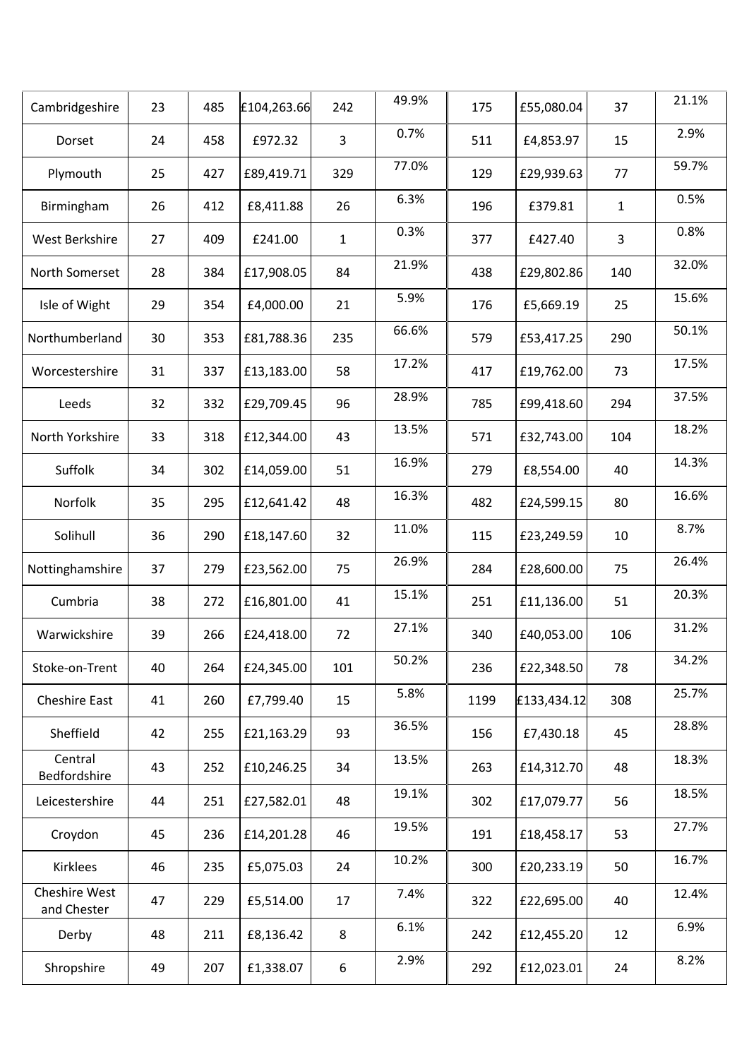| | | | | | | | | | |
|---|---|---|---|---|---|---|---|---|---|
| Cambridgeshire | 23 | 485 | £104,263.66 | 242 | 49.9% | 175 | £55,080.04 | 37 | 21.1% |
| Dorset | 24 | 458 | £972.32 | 3 | 0.7% | 511 | £4,853.97 | 15 | 2.9% |
| Plymouth | 25 | 427 | £89,419.71 | 329 | 77.0% | 129 | £29,939.63 | 77 | 59.7% |
| Birmingham | 26 | 412 | £8,411.88 | 26 | 6.3% | 196 | £379.81 | 1 | 0.5% |
| West Berkshire | 27 | 409 | £241.00 | 1 | 0.3% | 377 | £427.40 | 3 | 0.8% |
| North Somerset | 28 | 384 | £17,908.05 | 84 | 21.9% | 438 | £29,802.86 | 140 | 32.0% |
| Isle of Wight | 29 | 354 | £4,000.00 | 21 | 5.9% | 176 | £5,669.19 | 25 | 15.6% |
| Northumberland | 30 | 353 | £81,788.36 | 235 | 66.6% | 579 | £53,417.25 | 290 | 50.1% |
| Worcestershire | 31 | 337 | £13,183.00 | 58 | 17.2% | 417 | £19,762.00 | 73 | 17.5% |
| Leeds | 32 | 332 | £29,709.45 | 96 | 28.9% | 785 | £99,418.60 | 294 | 37.5% |
| North Yorkshire | 33 | 318 | £12,344.00 | 43 | 13.5% | 571 | £32,743.00 | 104 | 18.2% |
| Suffolk | 34 | 302 | £14,059.00 | 51 | 16.9% | 279 | £8,554.00 | 40 | 14.3% |
| Norfolk | 35 | 295 | £12,641.42 | 48 | 16.3% | 482 | £24,599.15 | 80 | 16.6% |
| Solihull | 36 | 290 | £18,147.60 | 32 | 11.0% | 115 | £23,249.59 | 10 | 8.7% |
| Nottinghamshire | 37 | 279 | £23,562.00 | 75 | 26.9% | 284 | £28,600.00 | 75 | 26.4% |
| Cumbria | 38 | 272 | £16,801.00 | 41 | 15.1% | 251 | £11,136.00 | 51 | 20.3% |
| Warwickshire | 39 | 266 | £24,418.00 | 72 | 27.1% | 340 | £40,053.00 | 106 | 31.2% |
| Stoke-on-Trent | 40 | 264 | £24,345.00 | 101 | 50.2% | 236 | £22,348.50 | 78 | 34.2% |
| Cheshire East | 41 | 260 | £7,799.40 | 15 | 5.8% | 1199 | £133,434.12 | 308 | 25.7% |
| Sheffield | 42 | 255 | £21,163.29 | 93 | 36.5% | 156 | £7,430.18 | 45 | 28.8% |
| Central Bedfordshire | 43 | 252 | £10,246.25 | 34 | 13.5% | 263 | £14,312.70 | 48 | 18.3% |
| Leicestershire | 44 | 251 | £27,582.01 | 48 | 19.1% | 302 | £17,079.77 | 56 | 18.5% |
| Croydon | 45 | 236 | £14,201.28 | 46 | 19.5% | 191 | £18,458.17 | 53 | 27.7% |
| Kirklees | 46 | 235 | £5,075.03 | 24 | 10.2% | 300 | £20,233.19 | 50 | 16.7% |
| Cheshire West and Chester | 47 | 229 | £5,514.00 | 17 | 7.4% | 322 | £22,695.00 | 40 | 12.4% |
| Derby | 48 | 211 | £8,136.42 | 8 | 6.1% | 242 | £12,455.20 | 12 | 6.9% |
| Shropshire | 49 | 207 | £1,338.07 | 6 | 2.9% | 292 | £12,023.01 | 24 | 8.2% |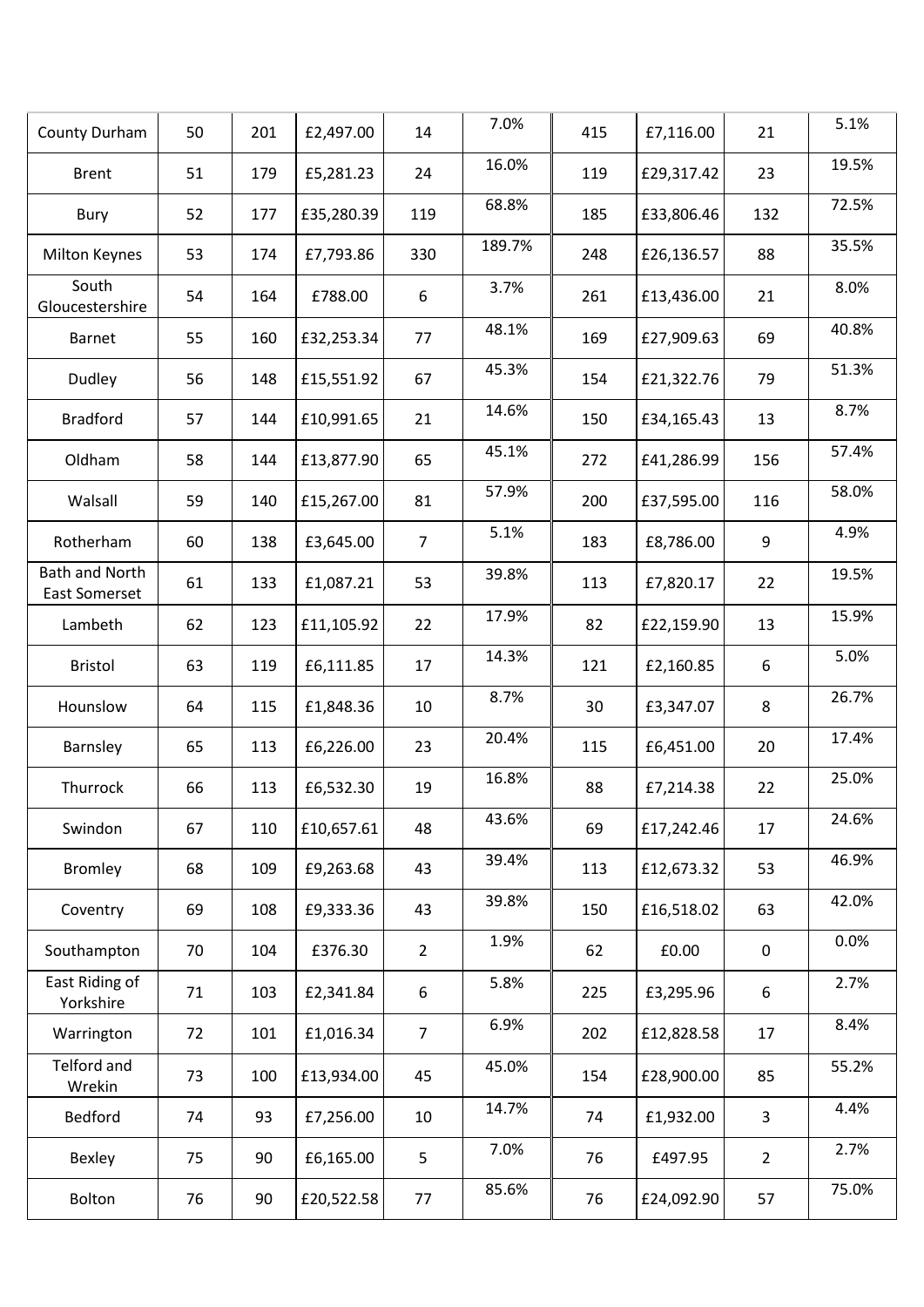| | | | | | | | | | |
|---|---|---|---|---|---|---|---|---|---|
| County Durham | 50 | 201 | £2,497.00 | 14 | 7.0% | 415 | £7,116.00 | 21 | 5.1% |
| Brent | 51 | 179 | £5,281.23 | 24 | 16.0% | 119 | £29,317.42 | 23 | 19.5% |
| Bury | 52 | 177 | £35,280.39 | 119 | 68.8% | 185 | £33,806.46 | 132 | 72.5% |
| Milton Keynes | 53 | 174 | £7,793.86 | 330 | 189.7% | 248 | £26,136.57 | 88 | 35.5% |
| South Gloucestershire | 54 | 164 | £788.00 | 6 | 3.7% | 261 | £13,436.00 | 21 | 8.0% |
| Barnet | 55 | 160 | £32,253.34 | 77 | 48.1% | 169 | £27,909.63 | 69 | 40.8% |
| Dudley | 56 | 148 | £15,551.92 | 67 | 45.3% | 154 | £21,322.76 | 79 | 51.3% |
| Bradford | 57 | 144 | £10,991.65 | 21 | 14.6% | 150 | £34,165.43 | 13 | 8.7% |
| Oldham | 58 | 144 | £13,877.90 | 65 | 45.1% | 272 | £41,286.99 | 156 | 57.4% |
| Walsall | 59 | 140 | £15,267.00 | 81 | 57.9% | 200 | £37,595.00 | 116 | 58.0% |
| Rotherham | 60 | 138 | £3,645.00 | 7 | 5.1% | 183 | £8,786.00 | 9 | 4.9% |
| Bath and North East Somerset | 61 | 133 | £1,087.21 | 53 | 39.8% | 113 | £7,820.17 | 22 | 19.5% |
| Lambeth | 62 | 123 | £11,105.92 | 22 | 17.9% | 82 | £22,159.90 | 13 | 15.9% |
| Bristol | 63 | 119 | £6,111.85 | 17 | 14.3% | 121 | £2,160.85 | 6 | 5.0% |
| Hounslow | 64 | 115 | £1,848.36 | 10 | 8.7% | 30 | £3,347.07 | 8 | 26.7% |
| Barnsley | 65 | 113 | £6,226.00 | 23 | 20.4% | 115 | £6,451.00 | 20 | 17.4% |
| Thurrock | 66 | 113 | £6,532.30 | 19 | 16.8% | 88 | £7,214.38 | 22 | 25.0% |
| Swindon | 67 | 110 | £10,657.61 | 48 | 43.6% | 69 | £17,242.46 | 17 | 24.6% |
| Bromley | 68 | 109 | £9,263.68 | 43 | 39.4% | 113 | £12,673.32 | 53 | 46.9% |
| Coventry | 69 | 108 | £9,333.36 | 43 | 39.8% | 150 | £16,518.02 | 63 | 42.0% |
| Southampton | 70 | 104 | £376.30 | 2 | 1.9% | 62 | £0.00 | 0 | 0.0% |
| East Riding of Yorkshire | 71 | 103 | £2,341.84 | 6 | 5.8% | 225 | £3,295.96 | 6 | 2.7% |
| Warrington | 72 | 101 | £1,016.34 | 7 | 6.9% | 202 | £12,828.58 | 17 | 8.4% |
| Telford and Wrekin | 73 | 100 | £13,934.00 | 45 | 45.0% | 154 | £28,900.00 | 85 | 55.2% |
| Bedford | 74 | 93 | £7,256.00 | 10 | 14.7% | 74 | £1,932.00 | 3 | 4.4% |
| Bexley | 75 | 90 | £6,165.00 | 5 | 7.0% | 76 | £497.95 | 2 | 2.7% |
| Bolton | 76 | 90 | £20,522.58 | 77 | 85.6% | 76 | £24,092.90 | 57 | 75.0% |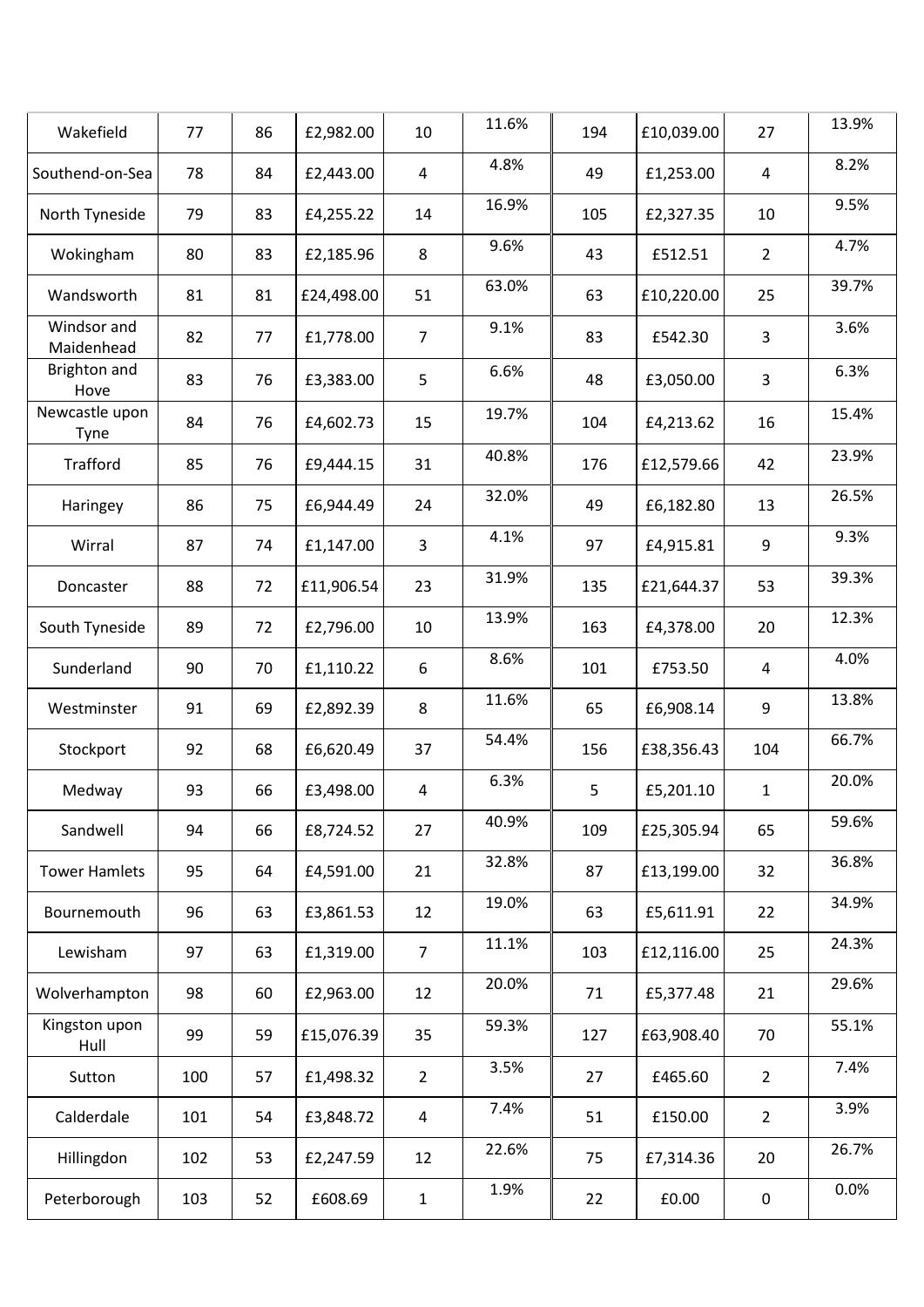| | | | | | | | | | |
|---|---|---|---|---|---|---|---|---|---|
| Wakefield | 77 | 86 | £2,982.00 | 10 | 11.6% | 194 | £10,039.00 | 27 | 13.9% |
| Southend-on-Sea | 78 | 84 | £2,443.00 | 4 | 4.8% | 49 | £1,253.00 | 4 | 8.2% |
| North Tyneside | 79 | 83 | £4,255.22 | 14 | 16.9% | 105 | £2,327.35 | 10 | 9.5% |
| Wokingham | 80 | 83 | £2,185.96 | 8 | 9.6% | 43 | £512.51 | 2 | 4.7% |
| Wandsworth | 81 | 81 | £24,498.00 | 51 | 63.0% | 63 | £10,220.00 | 25 | 39.7% |
| Windsor and Maidenhead | 82 | 77 | £1,778.00 | 7 | 9.1% | 83 | £542.30 | 3 | 3.6% |
| Brighton and Hove | 83 | 76 | £3,383.00 | 5 | 6.6% | 48 | £3,050.00 | 3 | 6.3% |
| Newcastle upon Tyne | 84 | 76 | £4,602.73 | 15 | 19.7% | 104 | £4,213.62 | 16 | 15.4% |
| Trafford | 85 | 76 | £9,444.15 | 31 | 40.8% | 176 | £12,579.66 | 42 | 23.9% |
| Haringey | 86 | 75 | £6,944.49 | 24 | 32.0% | 49 | £6,182.80 | 13 | 26.5% |
| Wirral | 87 | 74 | £1,147.00 | 3 | 4.1% | 97 | £4,915.81 | 9 | 9.3% |
| Doncaster | 88 | 72 | £11,906.54 | 23 | 31.9% | 135 | £21,644.37 | 53 | 39.3% |
| South Tyneside | 89 | 72 | £2,796.00 | 10 | 13.9% | 163 | £4,378.00 | 20 | 12.3% |
| Sunderland | 90 | 70 | £1,110.22 | 6 | 8.6% | 101 | £753.50 | 4 | 4.0% |
| Westminster | 91 | 69 | £2,892.39 | 8 | 11.6% | 65 | £6,908.14 | 9 | 13.8% |
| Stockport | 92 | 68 | £6,620.49 | 37 | 54.4% | 156 | £38,356.43 | 104 | 66.7% |
| Medway | 93 | 66 | £3,498.00 | 4 | 6.3% | 5 | £5,201.10 | 1 | 20.0% |
| Sandwell | 94 | 66 | £8,724.52 | 27 | 40.9% | 109 | £25,305.94 | 65 | 59.6% |
| Tower Hamlets | 95 | 64 | £4,591.00 | 21 | 32.8% | 87 | £13,199.00 | 32 | 36.8% |
| Bournemouth | 96 | 63 | £3,861.53 | 12 | 19.0% | 63 | £5,611.91 | 22 | 34.9% |
| Lewisham | 97 | 63 | £1,319.00 | 7 | 11.1% | 103 | £12,116.00 | 25 | 24.3% |
| Wolverhampton | 98 | 60 | £2,963.00 | 12 | 20.0% | 71 | £5,377.48 | 21 | 29.6% |
| Kingston upon Hull | 99 | 59 | £15,076.39 | 35 | 59.3% | 127 | £63,908.40 | 70 | 55.1% |
| Sutton | 100 | 57 | £1,498.32 | 2 | 3.5% | 27 | £465.60 | 2 | 7.4% |
| Calderdale | 101 | 54 | £3,848.72 | 4 | 7.4% | 51 | £150.00 | 2 | 3.9% |
| Hillingdon | 102 | 53 | £2,247.59 | 12 | 22.6% | 75 | £7,314.36 | 20 | 26.7% |
| Peterborough | 103 | 52 | £608.69 | 1 | 1.9% | 22 | £0.00 | 0 | 0.0% |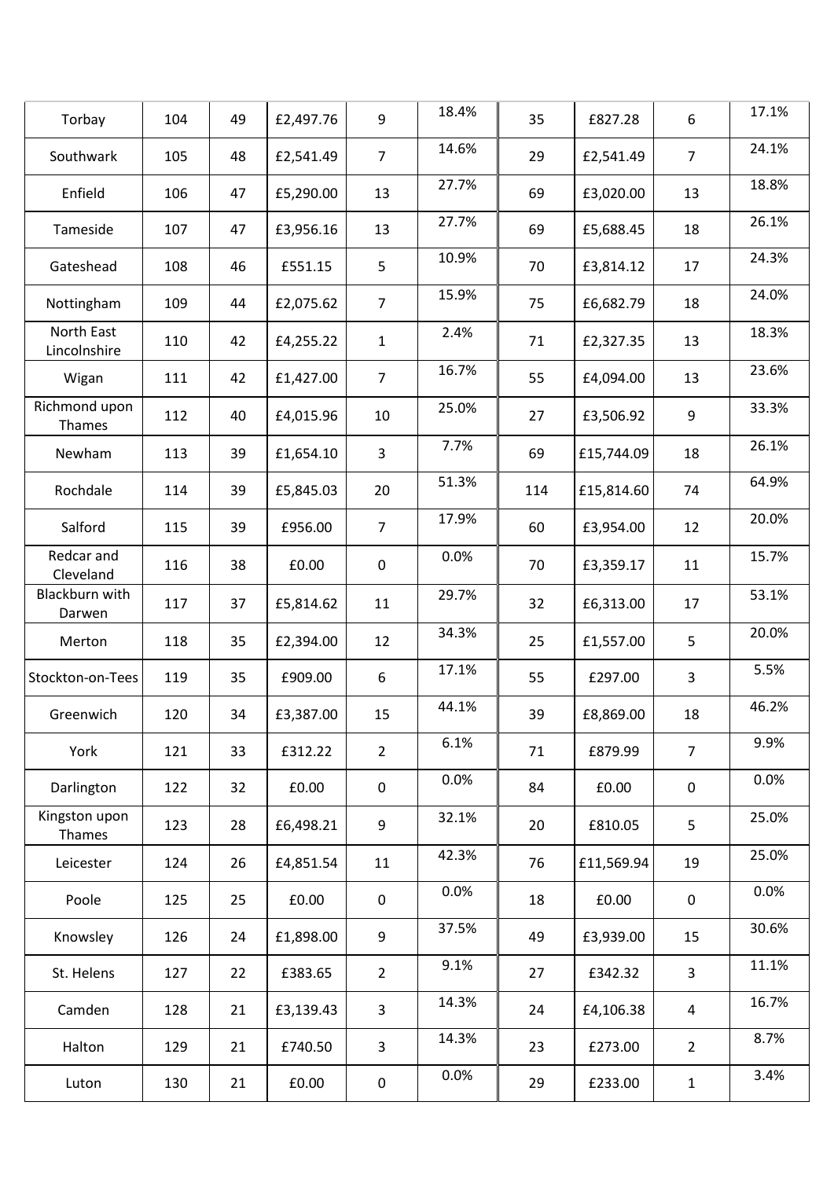| | | | | | | | | | |
|---|---|---|---|---|---|---|---|---|---|
| Torbay | 104 | 49 | £2,497.76 | 9 | 18.4% | 35 | £827.28 | 6 | 17.1% |
| Southwark | 105 | 48 | £2,541.49 | 7 | 14.6% | 29 | £2,541.49 | 7 | 24.1% |
| Enfield | 106 | 47 | £5,290.00 | 13 | 27.7% | 69 | £3,020.00 | 13 | 18.8% |
| Tameside | 107 | 47 | £3,956.16 | 13 | 27.7% | 69 | £5,688.45 | 18 | 26.1% |
| Gateshead | 108 | 46 | £551.15 | 5 | 10.9% | 70 | £3,814.12 | 17 | 24.3% |
| Nottingham | 109 | 44 | £2,075.62 | 7 | 15.9% | 75 | £6,682.79 | 18 | 24.0% |
| North East Lincolnshire | 110 | 42 | £4,255.22 | 1 | 2.4% | 71 | £2,327.35 | 13 | 18.3% |
| Wigan | 111 | 42 | £1,427.00 | 7 | 16.7% | 55 | £4,094.00 | 13 | 23.6% |
| Richmond upon Thames | 112 | 40 | £4,015.96 | 10 | 25.0% | 27 | £3,506.92 | 9 | 33.3% |
| Newham | 113 | 39 | £1,654.10 | 3 | 7.7% | 69 | £15,744.09 | 18 | 26.1% |
| Rochdale | 114 | 39 | £5,845.03 | 20 | 51.3% | 114 | £15,814.60 | 74 | 64.9% |
| Salford | 115 | 39 | £956.00 | 7 | 17.9% | 60 | £3,954.00 | 12 | 20.0% |
| Redcar and Cleveland | 116 | 38 | £0.00 | 0 | 0.0% | 70 | £3,359.17 | 11 | 15.7% |
| Blackburn with Darwen | 117 | 37 | £5,814.62 | 11 | 29.7% | 32 | £6,313.00 | 17 | 53.1% |
| Merton | 118 | 35 | £2,394.00 | 12 | 34.3% | 25 | £1,557.00 | 5 | 20.0% |
| Stockton-on-Tees | 119 | 35 | £909.00 | 6 | 17.1% | 55 | £297.00 | 3 | 5.5% |
| Greenwich | 120 | 34 | £3,387.00 | 15 | 44.1% | 39 | £8,869.00 | 18 | 46.2% |
| York | 121 | 33 | £312.22 | 2 | 6.1% | 71 | £879.99 | 7 | 9.9% |
| Darlington | 122 | 32 | £0.00 | 0 | 0.0% | 84 | £0.00 | 0 | 0.0% |
| Kingston upon Thames | 123 | 28 | £6,498.21 | 9 | 32.1% | 20 | £810.05 | 5 | 25.0% |
| Leicester | 124 | 26 | £4,851.54 | 11 | 42.3% | 76 | £11,569.94 | 19 | 25.0% |
| Poole | 125 | 25 | £0.00 | 0 | 0.0% | 18 | £0.00 | 0 | 0.0% |
| Knowsley | 126 | 24 | £1,898.00 | 9 | 37.5% | 49 | £3,939.00 | 15 | 30.6% |
| St. Helens | 127 | 22 | £383.65 | 2 | 9.1% | 27 | £342.32 | 3 | 11.1% |
| Camden | 128 | 21 | £3,139.43 | 3 | 14.3% | 24 | £4,106.38 | 4 | 16.7% |
| Halton | 129 | 21 | £740.50 | 3 | 14.3% | 23 | £273.00 | 2 | 8.7% |
| Luton | 130 | 21 | £0.00 | 0 | 0.0% | 29 | £233.00 | 1 | 3.4% |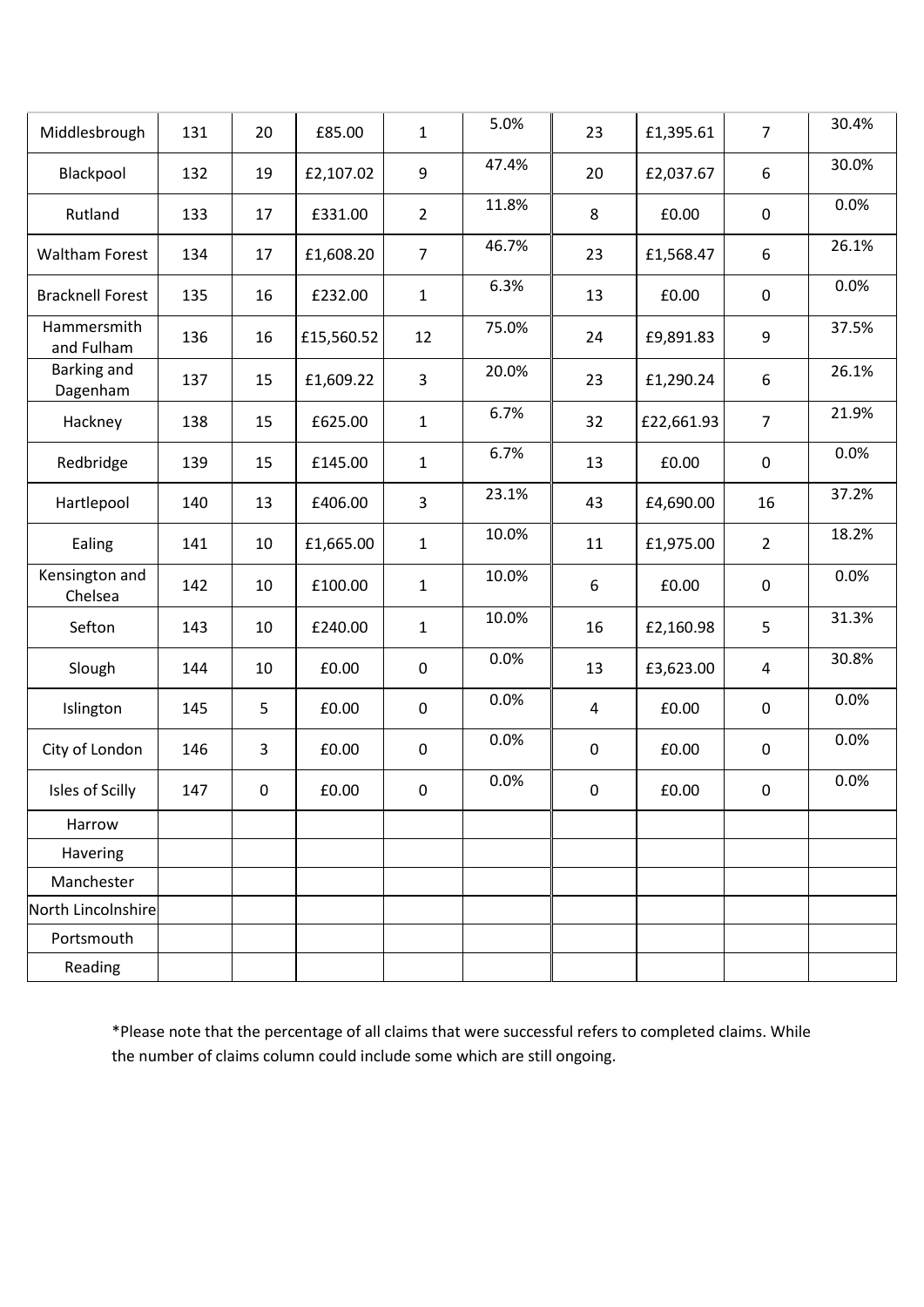| | | | | | | | | | |
|---|---|---|---|---|---|---|---|---|---|
| Middlesbrough | 131 | 20 | £85.00 | 1 | 5.0% | 23 | £1,395.61 | 7 | 30.4% |
| Blackpool | 132 | 19 | £2,107.02 | 9 | 47.4% | 20 | £2,037.67 | 6 | 30.0% |
| Rutland | 133 | 17 | £331.00 | 2 | 11.8% | 8 | £0.00 | 0 | 0.0% |
| Waltham Forest | 134 | 17 | £1,608.20 | 7 | 46.7% | 23 | £1,568.47 | 6 | 26.1% |
| Bracknell Forest | 135 | 16 | £232.00 | 1 | 6.3% | 13 | £0.00 | 0 | 0.0% |
| Hammersmith and Fulham | 136 | 16 | £15,560.52 | 12 | 75.0% | 24 | £9,891.83 | 9 | 37.5% |
| Barking and Dagenham | 137 | 15 | £1,609.22 | 3 | 20.0% | 23 | £1,290.24 | 6 | 26.1% |
| Hackney | 138 | 15 | £625.00 | 1 | 6.7% | 32 | £22,661.93 | 7 | 21.9% |
| Redbridge | 139 | 15 | £145.00 | 1 | 6.7% | 13 | £0.00 | 0 | 0.0% |
| Hartlepool | 140 | 13 | £406.00 | 3 | 23.1% | 43 | £4,690.00 | 16 | 37.2% |
| Ealing | 141 | 10 | £1,665.00 | 1 | 10.0% | 11 | £1,975.00 | 2 | 18.2% |
| Kensington and Chelsea | 142 | 10 | £100.00 | 1 | 10.0% | 6 | £0.00 | 0 | 0.0% |
| Sefton | 143 | 10 | £240.00 | 1 | 10.0% | 16 | £2,160.98 | 5 | 31.3% |
| Slough | 144 | 10 | £0.00 | 0 | 0.0% | 13 | £3,623.00 | 4 | 30.8% |
| Islington | 145 | 5 | £0.00 | 0 | 0.0% | 4 | £0.00 | 0 | 0.0% |
| City of London | 146 | 3 | £0.00 | 0 | 0.0% | 0 | £0.00 | 0 | 0.0% |
| Isles of Scilly | 147 | 0 | £0.00 | 0 | 0.0% | 0 | £0.00 | 0 | 0.0% |
| Harrow | | | | | | | | | |
| Havering | | | | | | | | | |
| Manchester | | | | | | | | | |
| North Lincolnshire | | | | | | | | | |
| Portsmouth | | | | | | | | | |
| Reading | | | | | | | | | |

*Please note that the percentage of all claims that were successful refers to completed claims. While the number of claims column could include some which are still ongoing.